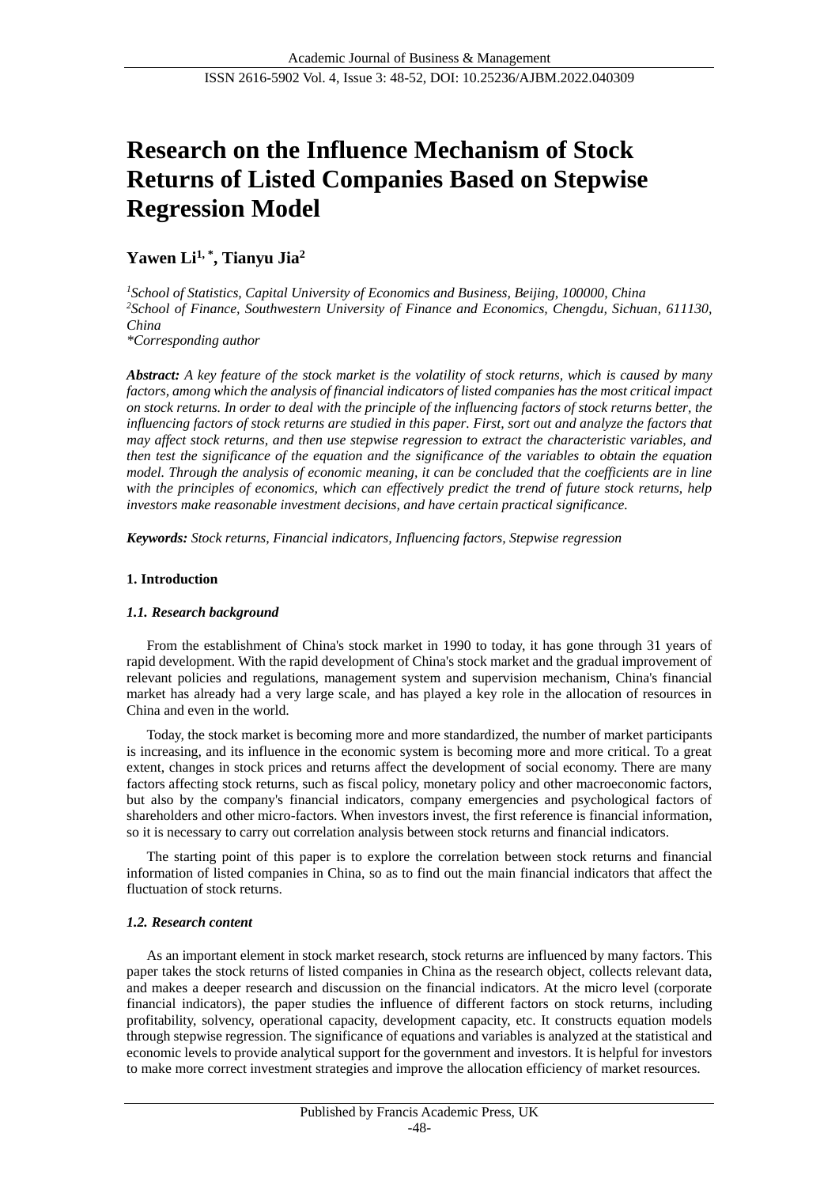# Research on the Influence Mechanism of Stock Returns of Listed Companies Based on Stepwise Regression Model

**Yawen Li[1,*], Tianyu Jia[2]**

*[1]School of Statistics, Capital University of Economics and Business, Beijing, 100000, China*
*[2]School of Finance, Southwestern University of Finance and Economics, Chengdu, Sichuan, 611130, China*
*\*Corresponding author*

***Abstract:*** *A key feature of the stock market is the volatility of stock returns, which is caused by many factors, among which the analysis of financial indicators of listed companies has the most critical impact on stock returns. In order to deal with the principle of the influencing factors of stock returns better, the influencing factors of stock returns are studied in this paper. First, sort out and analyze the factors that may affect stock returns, and then use stepwise regression to extract the characteristic variables, and then test the significance of the equation and the significance of the variables to obtain the equation model. Through the analysis of economic meaning, it can be concluded that the coefficients are in line with the principles of economics, which can effectively predict the trend of future stock returns, help investors make reasonable investment decisions, and have certain practical significance.*

***Keywords:*** *Stock returns, Financial indicators, Influencing factors, Stepwise regression*

## 1. Introduction

### *1.1. Research background*

From the establishment of China's stock market in 1990 to today, it has gone through 31 years of rapid development. With the rapid development of China's stock market and the gradual improvement of relevant policies and regulations, management system and supervision mechanism, China's financial market has already had a very large scale, and has played a key role in the allocation of resources in China and even in the world.

Today, the stock market is becoming more and more standardized, the number of market participants is increasing, and its influence in the economic system is becoming more and more critical. To a great extent, changes in stock prices and returns affect the development of social economy. There are many factors affecting stock returns, such as fiscal policy, monetary policy and other macroeconomic factors, but also by the company's financial indicators, company emergencies and psychological factors of shareholders and other micro-factors. When investors invest, the first reference is financial information, so it is necessary to carry out correlation analysis between stock returns and financial indicators.

The starting point of this paper is to explore the correlation between stock returns and financial information of listed companies in China, so as to find out the main financial indicators that affect the fluctuation of stock returns.

### *1.2. Research content*

As an important element in stock market research, stock returns are influenced by many factors. This paper takes the stock returns of listed companies in China as the research object, collects relevant data, and makes a deeper research and discussion on the financial indicators. At the micro level (corporate financial indicators), the paper studies the influence of different factors on stock returns, including profitability, solvency, operational capacity, development capacity, etc. It constructs equation models through stepwise regression. The significance of equations and variables is analyzed at the statistical and economic levels to provide analytical support for the government and investors. It is helpful for investors to make more correct investment strategies and improve the allocation efficiency of market resources.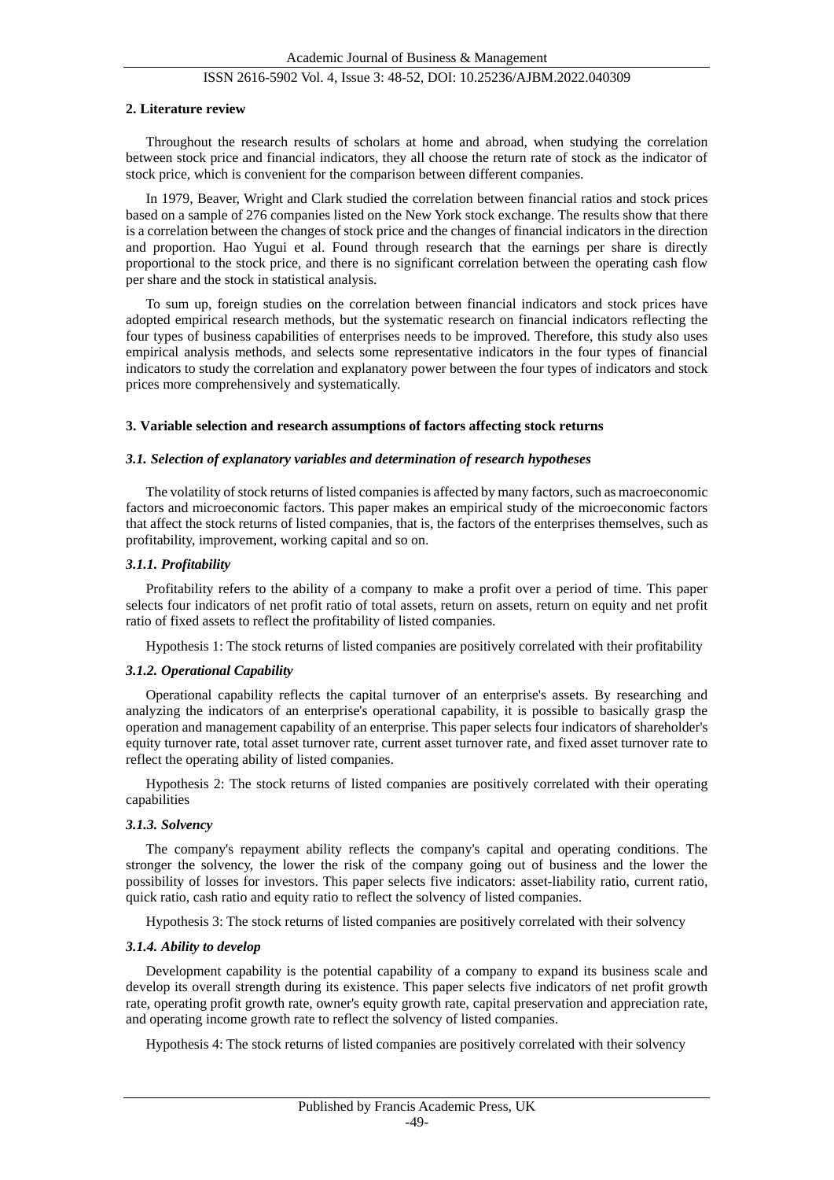## 2. Literature review

Throughout the research results of scholars at home and abroad, when studying the correlation between stock price and financial indicators, they all choose the return rate of stock as the indicator of stock price, which is convenient for the comparison between different companies.

In 1979, Beaver, Wright and Clark studied the correlation between financial ratios and stock prices based on a sample of 276 companies listed on the New York stock exchange. The results show that there is a correlation between the changes of stock price and the changes of financial indicators in the direction and proportion. Hao Yugui et al. Found through research that the earnings per share is directly proportional to the stock price, and there is no significant correlation between the operating cash flow per share and the stock in statistical analysis.

To sum up, foreign studies on the correlation between financial indicators and stock prices have adopted empirical research methods, but the systematic research on financial indicators reflecting the four types of business capabilities of enterprises needs to be improved. Therefore, this study also uses empirical analysis methods, and selects some representative indicators in the four types of financial indicators to study the correlation and explanatory power between the four types of indicators and stock prices more comprehensively and systematically.

## 3. Variable selection and research assumptions of factors affecting stock returns

### *3.1. Selection of explanatory variables and determination of research hypotheses*

The volatility of stock returns of listed companies is affected by many factors, such as macroeconomic factors and microeconomic factors. This paper makes an empirical study of the microeconomic factors that affect the stock returns of listed companies, that is, the factors of the enterprises themselves, such as profitability, improvement, working capital and so on.

#### *3.1.1. Profitability*

Profitability refers to the ability of a company to make a profit over a period of time. This paper selects four indicators of net profit ratio of total assets, return on assets, return on equity and net profit ratio of fixed assets to reflect the profitability of listed companies.

Hypothesis 1: The stock returns of listed companies are positively correlated with their profitability

#### *3.1.2. Operational Capability*

Operational capability reflects the capital turnover of an enterprise's assets. By researching and analyzing the indicators of an enterprise's operational capability, it is possible to basically grasp the operation and management capability of an enterprise. This paper selects four indicators of shareholder's equity turnover rate, total asset turnover rate, current asset turnover rate, and fixed asset turnover rate to reflect the operating ability of listed companies.

Hypothesis 2: The stock returns of listed companies are positively correlated with their operating capabilities

#### *3.1.3. Solvency*

The company's repayment ability reflects the company's capital and operating conditions. The stronger the solvency, the lower the risk of the company going out of business and the lower the possibility of losses for investors. This paper selects five indicators: asset-liability ratio, current ratio, quick ratio, cash ratio and equity ratio to reflect the solvency of listed companies.

Hypothesis 3: The stock returns of listed companies are positively correlated with their solvency

#### *3.1.4. Ability to develop*

Development capability is the potential capability of a company to expand its business scale and develop its overall strength during its existence. This paper selects five indicators of net profit growth rate, operating profit growth rate, owner's equity growth rate, capital preservation and appreciation rate, and operating income growth rate to reflect the solvency of listed companies.

Hypothesis 4: The stock returns of listed companies are positively correlated with their solvency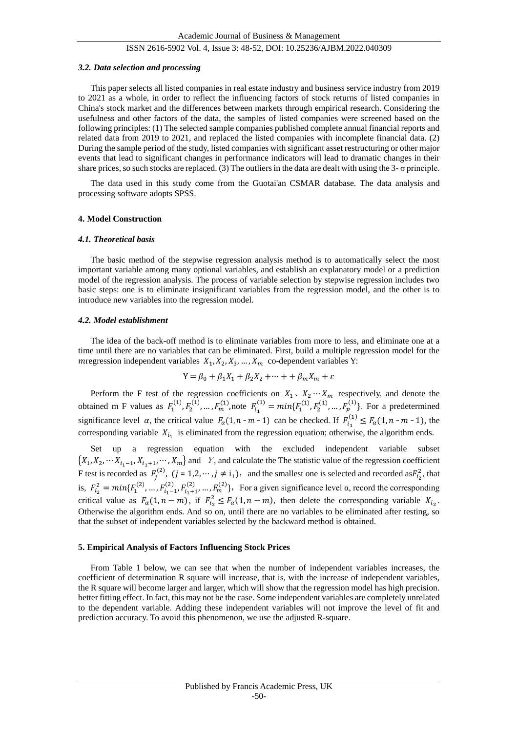### *3.2. Data selection and processing*

This paper selects all listed companies in real estate industry and business service industry from 2019 to 2021 as a whole, in order to reflect the influencing factors of stock returns of listed companies in China's stock market and the differences between markets through empirical research. Considering the usefulness and other factors of the data, the samples of listed companies were screened based on the following principles: (1) The selected sample companies published complete annual financial reports and related data from 2019 to 2021, and replaced the listed companies with incomplete financial data. (2) During the sample period of the study, listed companies with significant asset restructuring or other major events that lead to significant changes in performance indicators will lead to dramatic changes in their share prices, so such stocks are replaced. (3) The outliers in the data are dealt with using the 3- σ principle.

The data used in this study come from the Guotai'an CSMAR database. The data analysis and processing software adopts SPSS.

## 4. Model Construction

### *4.1. Theoretical basis*

The basic method of the stepwise regression analysis method is to automatically select the most important variable among many optional variables, and establish an explanatory model or a prediction model of the regression analysis. The process of variable selection by stepwise regression includes two basic steps: one is to eliminate insignificant variables from the regression model, and the other is to introduce new variables into the regression model.

### *4.2. Model establishment*

The idea of the back-off method is to eliminate variables from more to less, and eliminate one at a time until there are no variables that can be eliminated. First, build a multiple regression model for the $m$regression independent variables $X_1, X_2, X_3, \dots, X_m$ co-dependent variables Y:

$$Y = \beta_0 + \beta_1 X_1 + \beta_2 X_2 + \cdots + + \beta_m X_m + \varepsilon$$

Perform the F test of the regression coefficients on $X_1$、$X_2 \cdots X_m$ respectively, and denote the obtained m F values as $F_1^{(1)}, F_2^{(1)}, \dots, F_m^{(1)}$,note $F_{i_1}^{(1)} = min\{F_1^{(1)}, F_2^{(1)}, \dots, F_p^{(1)}\}$. For a predetermined significance level $\alpha$, the critical value $F_\alpha(1, n - m - 1)$ can be checked. If $F_{i_1}^{(1)} \le F_\alpha(1, n - m - 1)$, the corresponding variable $X_{i_1}$ is eliminated from the regression equation; otherwise, the algorithm ends.

Set up a regression equation with the excluded independent variable subset $\{X_1, X_2, \cdots X_{i_1-1}, X_{i_1+1}, \cdots, X_m\}$ and $Y$, and calculate the The statistic value of the regression coefficient F test is recorded as $F_j^{(2)}$, $(j = 1,2,\cdots, j \ne i_1)$, and the smallest one is selected and recorded as$F_{i_2}^2$, that is, $F_{i_2}^2 = min\{F_1^{(2)}, \dots, F_{i_1-1}^{(2)}, F_{i_1+1}^{(2)}, \dots, F_m^{(2)}\}$, For a given significance level α, record the corresponding critical value as $F_\alpha(1, n - m)$, if $F_{i_2}^2 \le F_\alpha(1, n - m)$, then delete the corresponding variable $X_{i_2}$. Otherwise the algorithm ends. And so on, until there are no variables to be eliminated after testing, so that the subset of independent variables selected by the backward method is obtained.

## 5. Empirical Analysis of Factors Influencing Stock Prices

From Table 1 below, we can see that when the number of independent variables increases, the coefficient of determination R square will increase, that is, with the increase of independent variables, the R square will become larger and larger, which will show that the regression model has high precision. better fitting effect. In fact, this may not be the case. Some independent variables are completely unrelated to the dependent variable. Adding these independent variables will not improve the level of fit and prediction accuracy. To avoid this phenomenon, we use the adjusted R-square.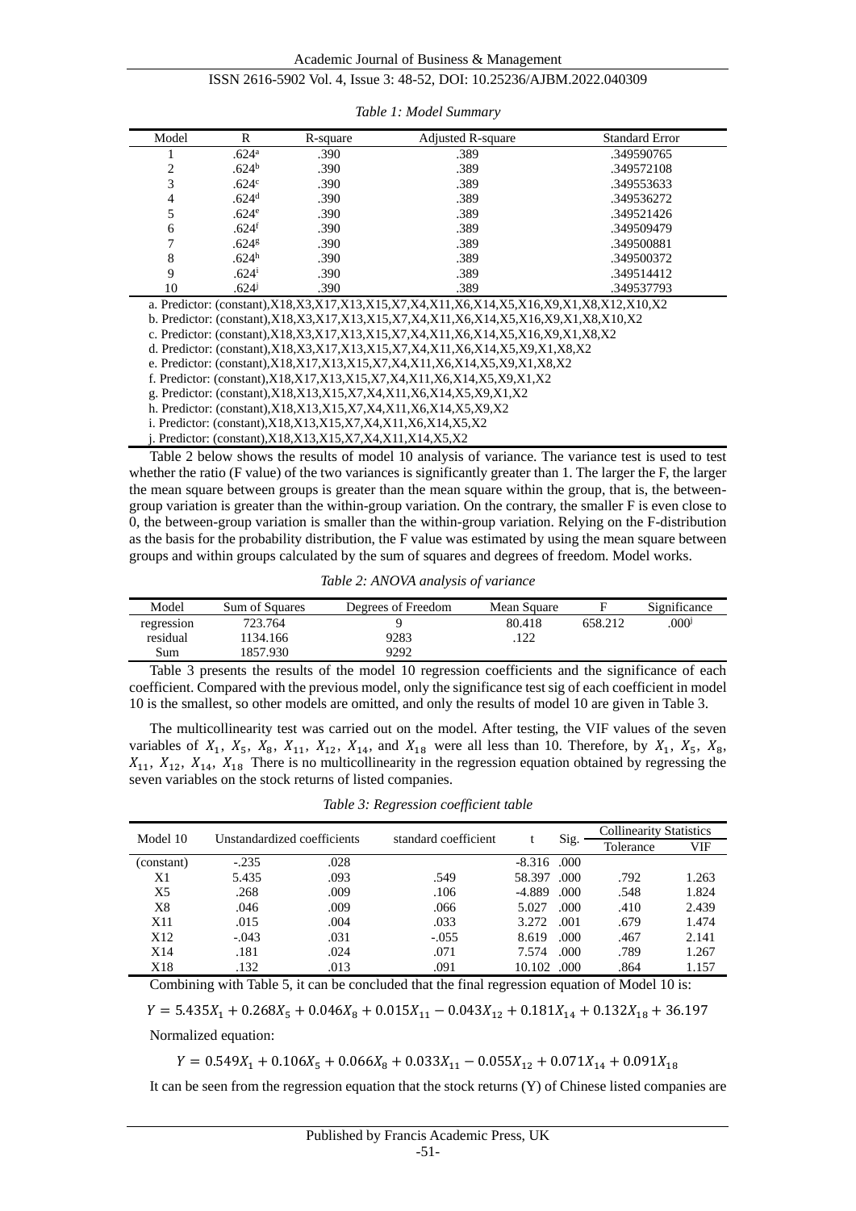*Table 1: Model Summary*

| Model | R | R-square | Adjusted R-square | Standard Error |
|---|---|---|---|---|
| 1 | .624[a] | .390 | .389 | .349590765 |
| 2 | .624[b] | .390 | .389 | .349572108 |
| 3 | .624[c] | .390 | .389 | .349553633 |
| 4 | .624[d] | .390 | .389 | .349536272 |
| 5 | .624[e] | .390 | .389 | .349521426 |
| 6 | .624[f] | .390 | .389 | .349509479 |
| 7 | .624[g] | .390 | .389 | .349500881 |
| 8 | .624[h] | .390 | .389 | .349500372 |
| 9 | .624[i] | .390 | .389 | .349514412 |
| 10 | .624[j] | .390 | .389 | .349537793 |

a. Predictor: (constant),X18,X3,X17,X13,X15,X7,X4,X11,X6,X14,X5,X16,X9,X1,X8,X12,X10,X2

b. Predictor: (constant),X18,X3,X17,X13,X15,X7,X4,X11,X6,X14,X5,X16,X9,X1,X8,X10,X2

c. Predictor: (constant),X18,X3,X17,X13,X15,X7,X4,X11,X6,X14,X5,X16,X9,X1,X8,X2

d. Predictor: (constant),X18,X3,X17,X13,X15,X7,X4,X11,X6,X14,X5,X9,X1,X8,X2

e. Predictor: (constant),X18,X17,X13,X15,X7,X4,X11,X6,X14,X5,X9,X1,X8,X2

f. Predictor: (constant),X18,X17,X13,X15,X7,X4,X11,X6,X14,X5,X9,X1,X2

g. Predictor: (constant),X18,X13,X15,X7,X4,X11,X6,X14,X5,X9,X1,X2

h. Predictor: (constant),X18,X13,X15,X7,X4,X11,X6,X14,X5,X9,X2

i. Predictor: (constant),X18,X13,X15,X7,X4,X11,X6,X14,X5,X2

j. Predictor: (constant),X18,X13,X15,X7,X4,X11,X14,X5,X2

Table 2 below shows the results of model 10 analysis of variance. The variance test is used to test whether the ratio (F value) of the two variances is significantly greater than 1. The larger the F, the larger the mean square between groups is greater than the mean square within the group, that is, the between-group variation is greater than the within-group variation. On the contrary, the smaller F is even close to 0, the between-group variation is smaller than the within-group variation. Relying on the F-distribution as the basis for the probability distribution, the F value was estimated by using the mean square between groups and within groups calculated by the sum of squares and degrees of freedom. Model works.

*Table 2: ANOVA analysis of variance*

| Model | Sum of Squares | Degrees of Freedom | Mean Square | F | Significance |
|---|---|---|---|---|---|
| regression | 723.764 | 9 | 80.418 | 658.212 | .000[j] |
| residual | 1134.166 | 9283 | .122 | | |
| Sum | 1857.930 | 9292 | | | |

Table 3 presents the results of the model 10 regression coefficients and the significance of each coefficient. Compared with the previous model, only the significance test sig of each coefficient in model 10 is the smallest, so other models are omitted, and only the results of model 10 are given in Table 3.

The multicollinearity test was carried out on the model. After testing, the VIF values of the seven variables of $X_1$, $X_5$, $X_8$, $X_{11}$, $X_{12}$, $X_{14}$, and $X_{18}$ were all less than 10. Therefore, by $X_1$, $X_5$, $X_8$, $X_{11}$, $X_{12}$, $X_{14}$, $X_{18}$ There is no multicollinearity in the regression equation obtained by regressing the seven variables on the stock returns of listed companies.

*Table 3: Regression coefficient table*

| Model 10 | Unstandardized coefficients | | standard coefficient | t | Sig. | Collinearity Statistics | |
|---|---|---|---|---|---|---|---|
| | | | | | | Tolerance | VIF |
| (constant) | -.235 | .028 | | -8.316 | .000 | | |
| X1 | 5.435 | .093 | .549 | 58.397 | .000 | .792 | 1.263 |
| X5 | .268 | .009 | .106 | -4.889 | .000 | .548 | 1.824 |
| X8 | .046 | .009 | .066 | 5.027 | .000 | .410 | 2.439 |
| X11 | .015 | .004 | .033 | 3.272 | .001 | .679 | 1.474 |
| X12 | -.043 | .031 | -.055 | 8.619 | .000 | .467 | 2.141 |
| X14 | .181 | .024 | .071 | 7.574 | .000 | .789 | 1.267 |
| X18 | .132 | .013 | .091 | 10.102 | .000 | .864 | 1.157 |

Combining with Table 5, it can be concluded that the final regression equation of Model 10 is:

$$Y = 5.435X_1 + 0.268X_5 + 0.046X_8 + 0.015X_{11} - 0.043X_{12} + 0.181X_{14} + 0.132X_{18} + 36.197$$

Normalized equation:

$$Y = 0.549X_1 + 0.106X_5 + 0.066X_8 + 0.033X_{11} - 0.055X_{12} + 0.071X_{14} + 0.091X_{18}$$

It can be seen from the regression equation that the stock returns (Y) of Chinese listed companies are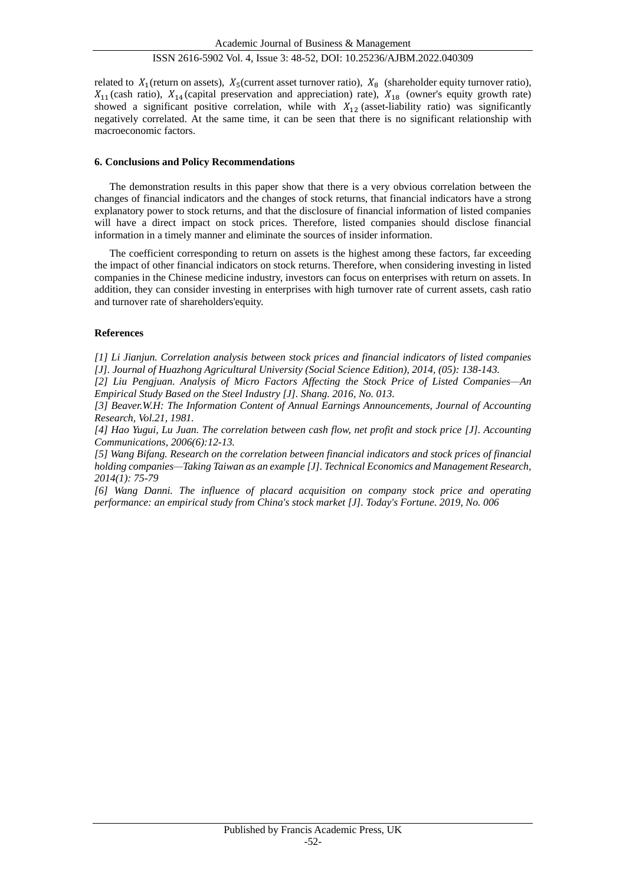related to $X_1$(return on assets), $X_5$(current asset turnover ratio), $X_8$ (shareholder equity turnover ratio), $X_{11}$(cash ratio), $X_{14}$(capital preservation and appreciation) rate), $X_{18}$ (owner's equity growth rate) showed a significant positive correlation, while with $X_{12}$(asset-liability ratio) was significantly negatively correlated. At the same time, it can be seen that there is no significant relationship with macroeconomic factors.

## 6. Conclusions and Policy Recommendations

The demonstration results in this paper show that there is a very obvious correlation between the changes of financial indicators and the changes of stock returns, that financial indicators have a strong explanatory power to stock returns, and that the disclosure of financial information of listed companies will have a direct impact on stock prices. Therefore, listed companies should disclose financial information in a timely manner and eliminate the sources of insider information.

The coefficient corresponding to return on assets is the highest among these factors, far exceeding the impact of other financial indicators on stock returns. Therefore, when considering investing in listed companies in the Chinese medicine industry, investors can focus on enterprises with return on assets. In addition, they can consider investing in enterprises with high turnover rate of current assets, cash ratio and turnover rate of shareholders'equity.

## References

*[1] Li Jianjun. Correlation analysis between stock prices and financial indicators of listed companies [J]. Journal of Huazhong Agricultural University (Social Science Edition), 2014, (05): 138-143.*

*[2] Liu Pengjuan. Analysis of Micro Factors Affecting the Stock Price of Listed Companies—An Empirical Study Based on the Steel Industry [J]. Shang. 2016, No. 013.*

*[3] Beaver.W.H: The Information Content of Annual Earnings Announcements, Journal of Accounting Research, Vol.21, 1981.*

*[4] Hao Yugui, Lu Juan. The correlation between cash flow, net profit and stock price [J]. Accounting Communications, 2006(6):12-13.*

*[5] Wang Bifang. Research on the correlation between financial indicators and stock prices of financial holding companies—Taking Taiwan as an example [J]. Technical Economics and Management Research, 2014(1): 75-79*

*[6] Wang Danni. The influence of placard acquisition on company stock price and operating performance: an empirical study from China's stock market [J]. Today's Fortune. 2019, No. 006*